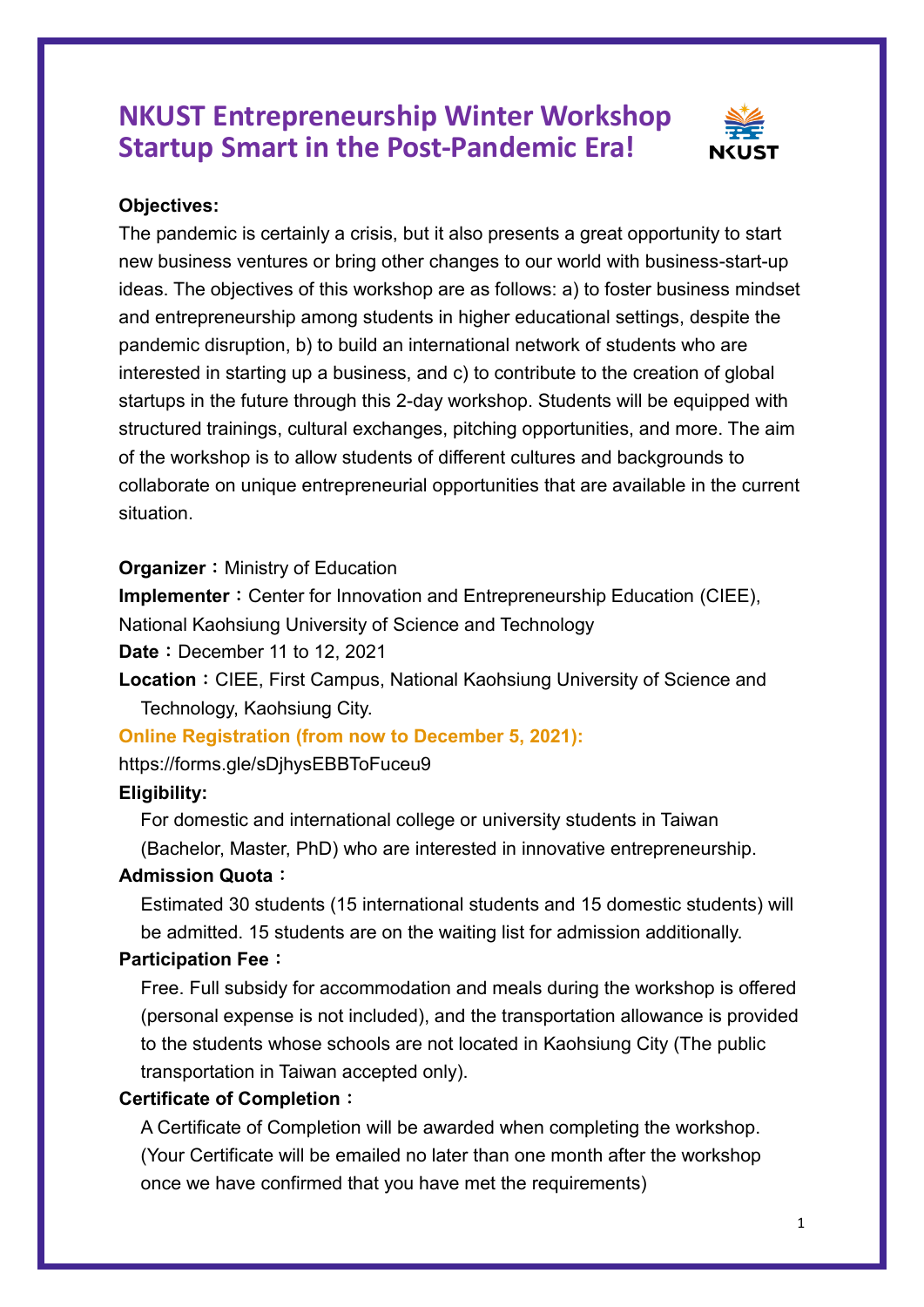# NKUST Entrepreneurship Winter Workshop
# Startup Smart in the Post-Pandemic Era!

**Objectives:**

The pandemic is certainly a crisis, but it also presents a great opportunity to start new business ventures or bring other changes to our world with business-start-up ideas. The objectives of this workshop are as follows: a) to foster business mindset and entrepreneurship among students in higher educational settings, despite the pandemic disruption, b) to build an international network of students who are interested in starting up a business, and c) to contribute to the creation of global startups in the future through this 2-day workshop. Students will be equipped with structured trainings, cultural exchanges, pitching opportunities, and more. The aim of the workshop is to allow students of different cultures and backgrounds to collaborate on unique entrepreneurial opportunities that are available in the current situation.

**Organizer**：Ministry of Education

**Implementer**：Center for Innovation and Entrepreneurship Education (CIEE), National Kaohsiung University of Science and Technology

**Date**：December 11 to 12, 2021

**Location**：CIEE, First Campus, National Kaohsiung University of Science and Technology, Kaohsiung City.

**Online Registration (from now to December 5, 2021):**

https://forms.gle/sDjhysEBBToFuceu9

**Eligibility:**

For domestic and international college or university students in Taiwan (Bachelor, Master, PhD) who are interested in innovative entrepreneurship.

**Admission Quota**：

Estimated 30 students (15 international students and 15 domestic students) will be admitted. 15 students are on the waiting list for admission additionally.

**Participation Fee**：

Free. Full subsidy for accommodation and meals during the workshop is offered (personal expense is not included), and the transportation allowance is provided to the students whose schools are not located in Kaohsiung City (The public transportation in Taiwan accepted only).

**Certificate of Completion**：

A Certificate of Completion will be awarded when completing the workshop. (Your Certificate will be emailed no later than one month after the workshop once we have confirmed that you have met the requirements)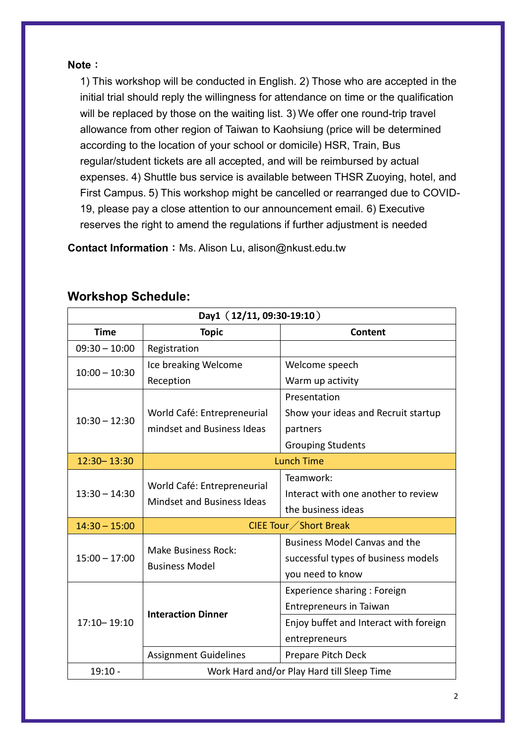**Note：**

1) This workshop will be conducted in English. 2) Those who are accepted in the initial trial should reply the willingness for attendance on time or the qualification will be replaced by those on the waiting list. 3) We offer one round-trip travel allowance from other region of Taiwan to Kaohsiung (price will be determined according to the location of your school or domicile) HSR, Train, Bus regular/student tickets are all accepted, and will be reimbursed by actual expenses. 4) Shuttle bus service is available between THSR Zuoying, hotel, and First Campus. 5) This workshop might be cancelled or rearranged due to COVID-19, please pay a close attention to our announcement email. 6) Executive reserves the right to amend the regulations if further adjustment is needed

**Contact Information**：Ms. Alison Lu, alison@nkust.edu.tw

## Workshop Schedule:

| Day1（12/11, 09:30-19:10） | | |
|---|---|---|
| **Time** | **Topic** | **Content** |
| 09:30 – 10:00 | Registration | |
| 10:00 – 10:30 | Ice breaking Welcome Reception | Welcome speech<br>Warm up activity |
| 10:30 – 12:30 | World Café: Entrepreneurial mindset and Business Ideas | Presentation<br>Show your ideas and Recruit startup partners<br>Grouping Students |
| 12:30– 13:30 | Lunch Time | |
| 13:30 – 14:30 | World Café: Entrepreneurial Mindset and Business Ideas | Teamwork:<br>Interact with one another to review the business ideas |
| 14:30 – 15:00 | CIEE Tour／Short Break | |
| 15:00 – 17:00 | Make Business Rock: Business Model | Business Model Canvas and the successful types of business models you need to know |
| 17:10– 19:10 | **Interaction Dinner** | Experience sharing : Foreign Entrepreneurs in Taiwan |
| | | Enjoy buffet and Interact with foreign entrepreneurs |
| | Assignment Guidelines | Prepare Pitch Deck |
| 19:10 - | Work Hard and/or Play Hard till Sleep Time | |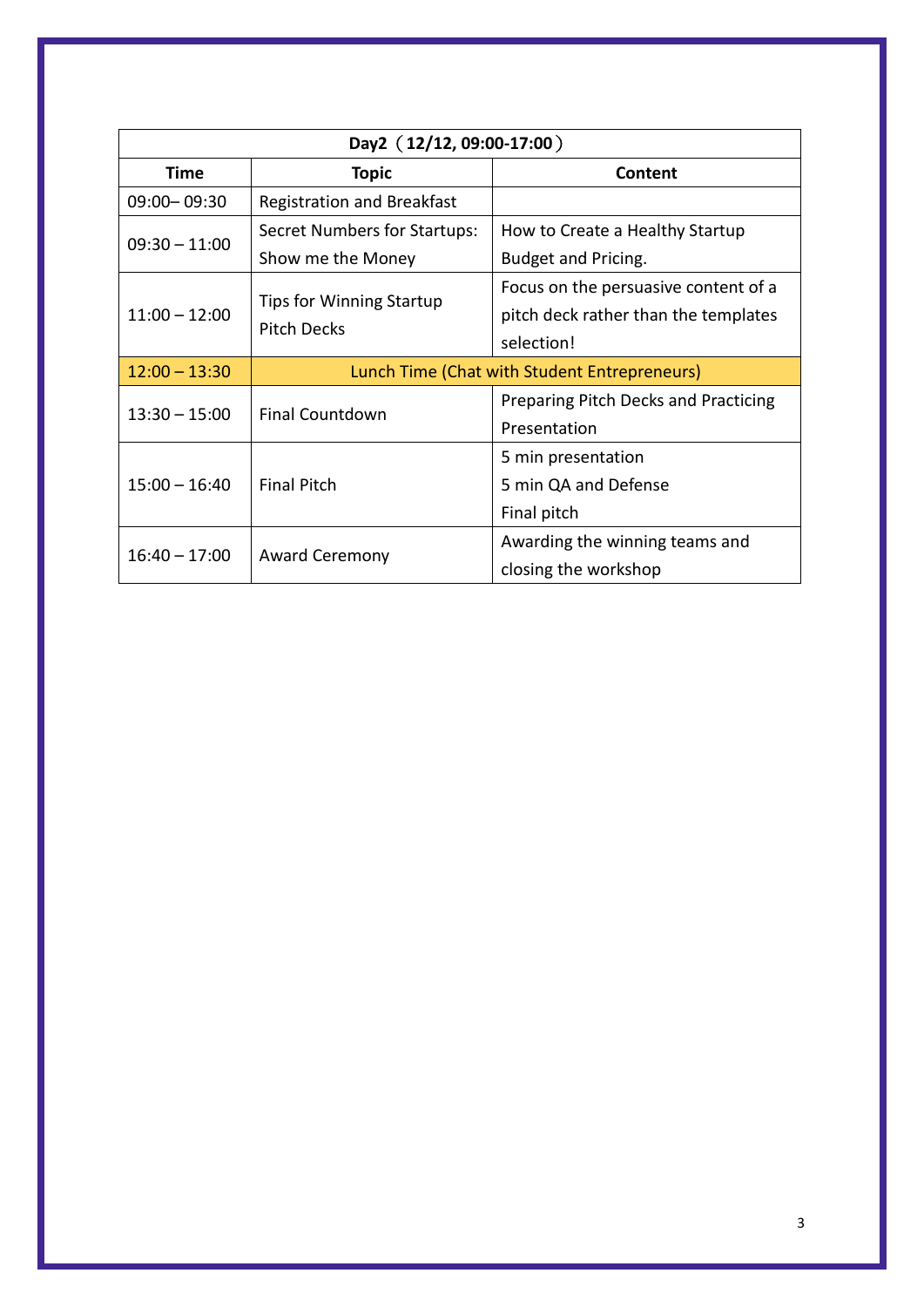| Day2（12/12, 09:00-17:00） | | |
|---|---|---|
| **Time** | **Topic** | **Content** |
| 09:00– 09:30 | Registration and Breakfast | |
| 09:30 – 11:00 | Secret Numbers for Startups: Show me the Money | How to Create a Healthy Startup Budget and Pricing. |
| 11:00 – 12:00 | Tips for Winning Startup Pitch Decks | Focus on the persuasive content of a pitch deck rather than the templates selection! |
| 12:00 – 13:30 | Lunch Time (Chat with Student Entrepreneurs) | |
| 13:30 – 15:00 | Final Countdown | Preparing Pitch Decks and Practicing Presentation |
| 15:00 – 16:40 | Final Pitch | 5 min presentation<br>5 min QA and Defense<br>Final pitch |
| 16:40 – 17:00 | Award Ceremony | Awarding the winning teams and closing the workshop |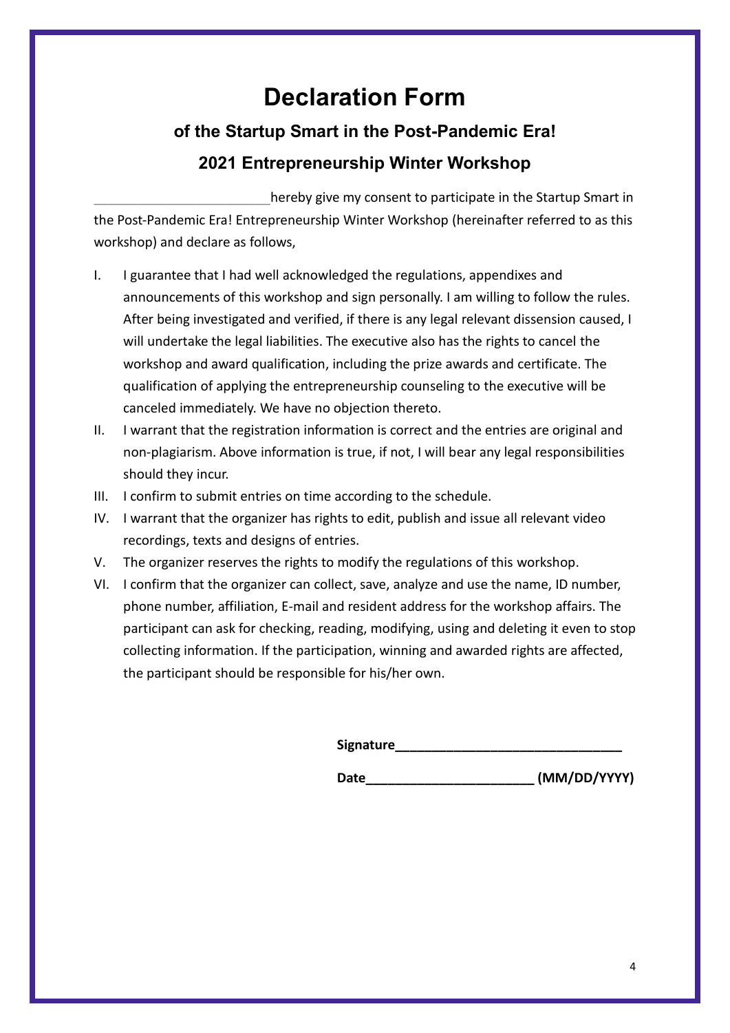# Declaration Form

## of the Startup Smart in the Post-Pandemic Era!

## 2021 Entrepreneurship Winter Workshop

_________________________ hereby give my consent to participate in the Startup Smart in the Post-Pandemic Era! Entrepreneurship Winter Workshop (hereinafter referred to as this workshop) and declare as follows,

I. I guarantee that I had well acknowledged the regulations, appendixes and announcements of this workshop and sign personally. I am willing to follow the rules. After being investigated and verified, if there is any legal relevant dissension caused, I will undertake the legal liabilities. The executive also has the rights to cancel the workshop and award qualification, including the prize awards and certificate. The qualification of applying the entrepreneurship counseling to the executive will be canceled immediately. We have no objection thereto.

II. I warrant that the registration information is correct and the entries are original and non-plagiarism. Above information is true, if not, I will bear any legal responsibilities should they incur.

III. I confirm to submit entries on time according to the schedule.

IV. I warrant that the organizer has rights to edit, publish and issue all relevant video recordings, texts and designs of entries.

V. The organizer reserves the rights to modify the regulations of this workshop.

VI. I confirm that the organizer can collect, save, analyze and use the name, ID number, phone number, affiliation, E-mail and resident address for the workshop affairs. The participant can ask for checking, reading, modifying, using and deleting it even to stop collecting information. If the participation, winning and awarded rights are affected, the participant should be responsible for his/her own.

**Signature_______________________________**

**Date______________________ (MM/DD/YYYY)**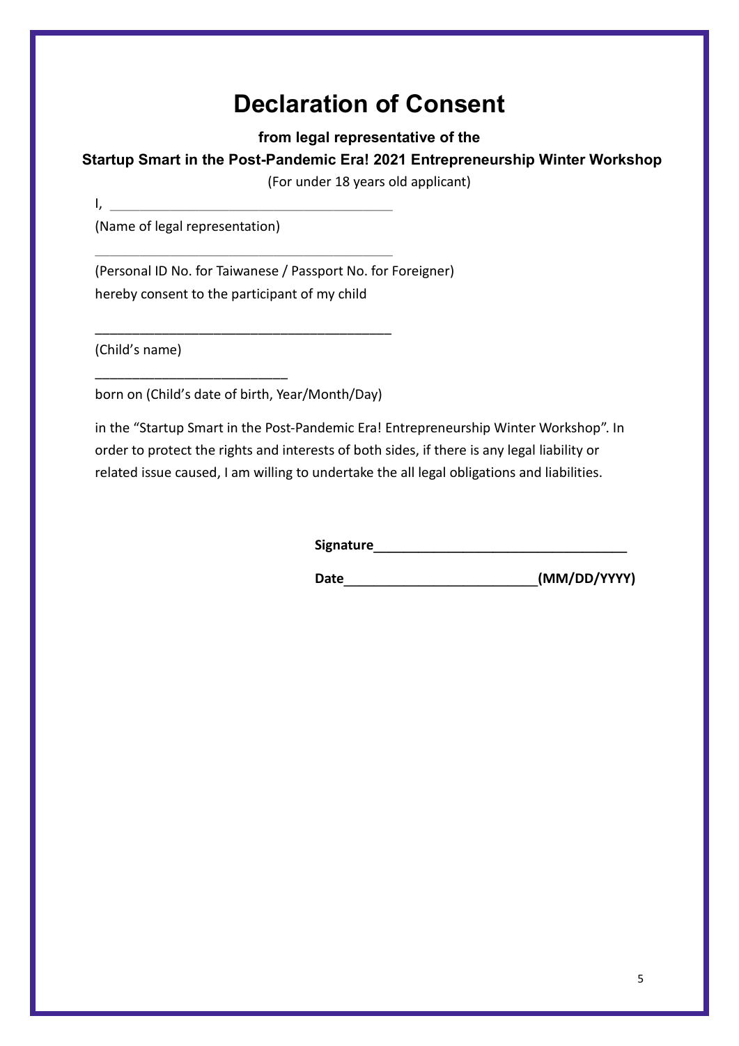# Declaration of Consent

**from legal representative of the**

**Startup Smart in the Post-Pandemic Era! 2021 Entrepreneurship Winter Workshop**

(For under 18 years old applicant)

I, ________________________________________

(Name of legal representation)

________________________________________

(Personal ID No. for Taiwanese / Passport No. for Foreigner)

hereby consent to the participant of my child

________________________________________

(Child's name)

__________________________

born on (Child's date of birth, Year/Month/Day)

in the "Startup Smart in the Post-Pandemic Era! Entrepreneurship Winter Workshop". In order to protect the rights and interests of both sides, if there is any legal liability or related issue caused, I am willing to undertake the all legal obligations and liabilities.

**Signature**__________________________________

**Date**__________________________**(MM/DD/YYYY)**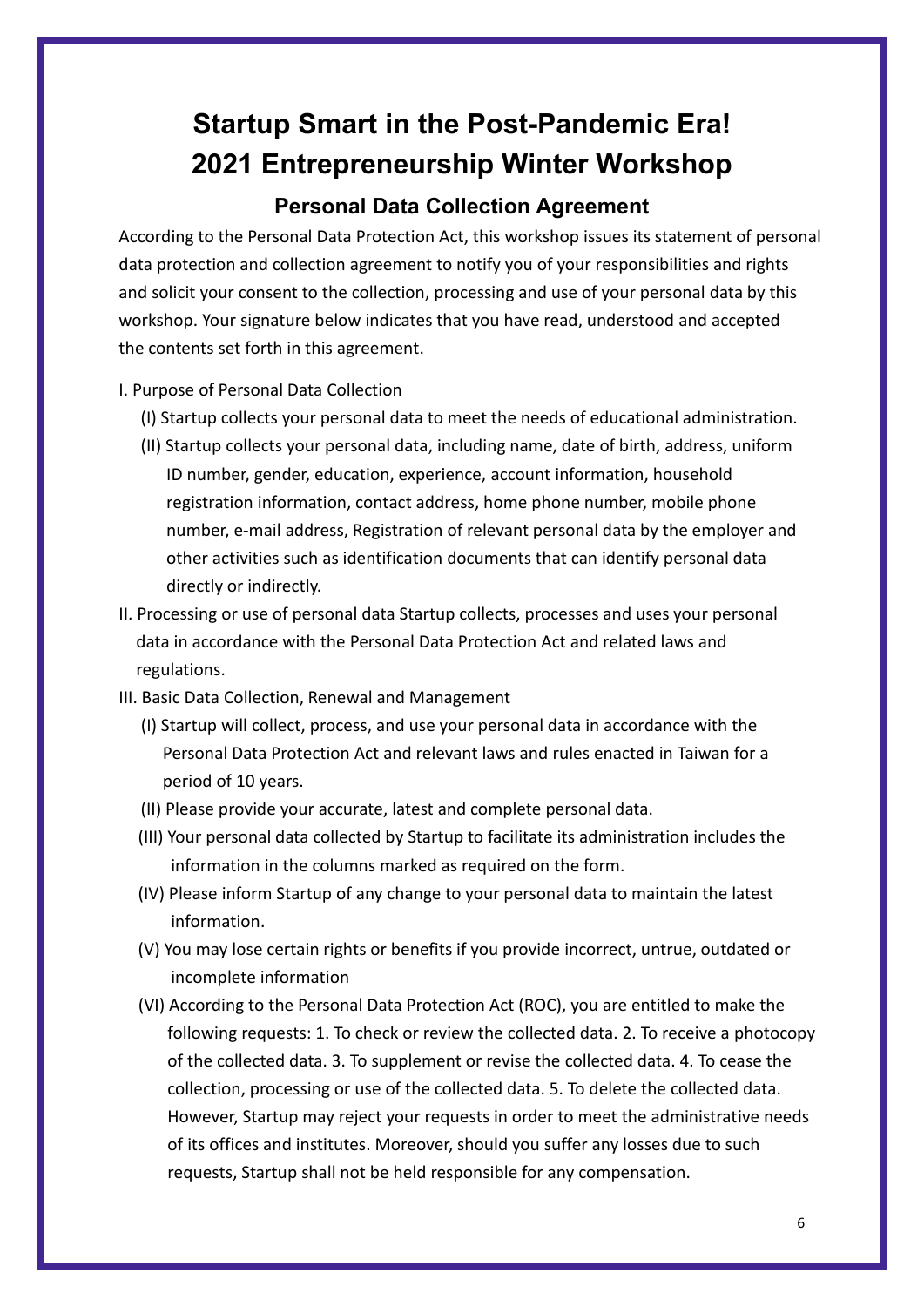# Startup Smart in the Post-Pandemic Era!
# 2021 Entrepreneurship Winter Workshop

## Personal Data Collection Agreement

According to the Personal Data Protection Act, this workshop issues its statement of personal data protection and collection agreement to notify you of your responsibilities and rights and solicit your consent to the collection, processing and use of your personal data by this workshop. Your signature below indicates that you have read, understood and accepted the contents set forth in this agreement.

I. Purpose of Personal Data Collection

(I) Startup collects your personal data to meet the needs of educational administration.

(II) Startup collects your personal data, including name, date of birth, address, uniform ID number, gender, education, experience, account information, household registration information, contact address, home phone number, mobile phone number, e-mail address, Registration of relevant personal data by the employer and other activities such as identification documents that can identify personal data directly or indirectly.

II. Processing or use of personal data Startup collects, processes and uses your personal data in accordance with the Personal Data Protection Act and related laws and regulations.

III. Basic Data Collection, Renewal and Management

(I) Startup will collect, process, and use your personal data in accordance with the Personal Data Protection Act and relevant laws and rules enacted in Taiwan for a period of 10 years.

(II) Please provide your accurate, latest and complete personal data.

(III) Your personal data collected by Startup to facilitate its administration includes the information in the columns marked as required on the form.

(IV) Please inform Startup of any change to your personal data to maintain the latest information.

(V) You may lose certain rights or benefits if you provide incorrect, untrue, outdated or incomplete information

(VI) According to the Personal Data Protection Act (ROC), you are entitled to make the following requests: 1. To check or review the collected data. 2. To receive a photocopy of the collected data. 3. To supplement or revise the collected data. 4. To cease the collection, processing or use of the collected data. 5. To delete the collected data. However, Startup may reject your requests in order to meet the administrative needs of its offices and institutes. Moreover, should you suffer any losses due to such requests, Startup shall not be held responsible for any compensation.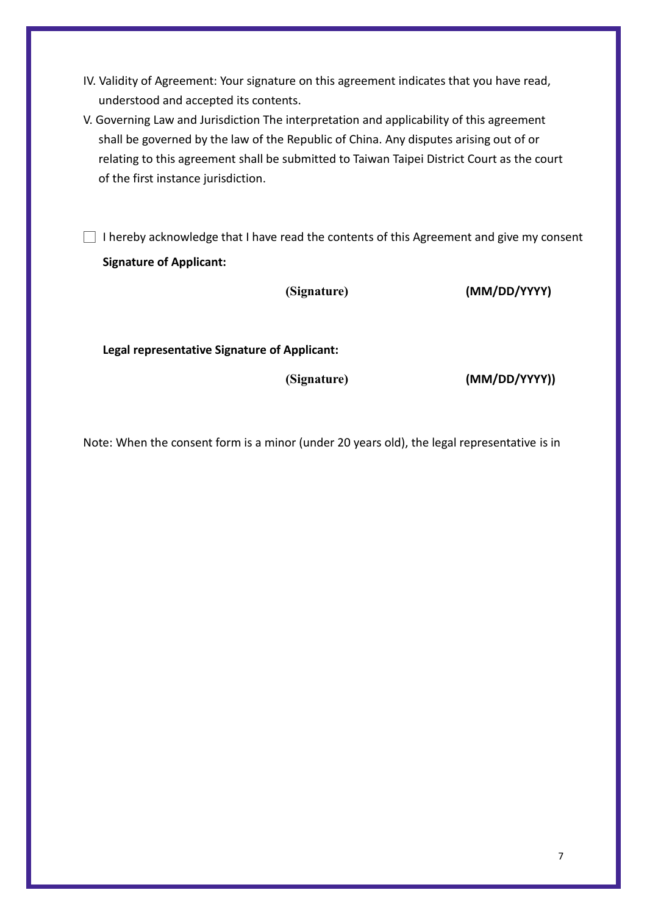IV. Validity of Agreement: Your signature on this agreement indicates that you have read, understood and accepted its contents.

V. Governing Law and Jurisdiction The interpretation and applicability of this agreement shall be governed by the law of the Republic of China. Any disputes arising out of or relating to this agreement shall be submitted to Taiwan Taipei District Court as the court of the first instance jurisdiction.

☐ I hereby acknowledge that I have read the contents of this Agreement and give my consent

**Signature of Applicant:**

**(Signature)** **(MM/DD/YYYY)**

**Legal representative Signature of Applicant:**

**(Signature)** **(MM/DD/YYYY))**

Note: When the consent form is a minor (under 20 years old), the legal representative is in